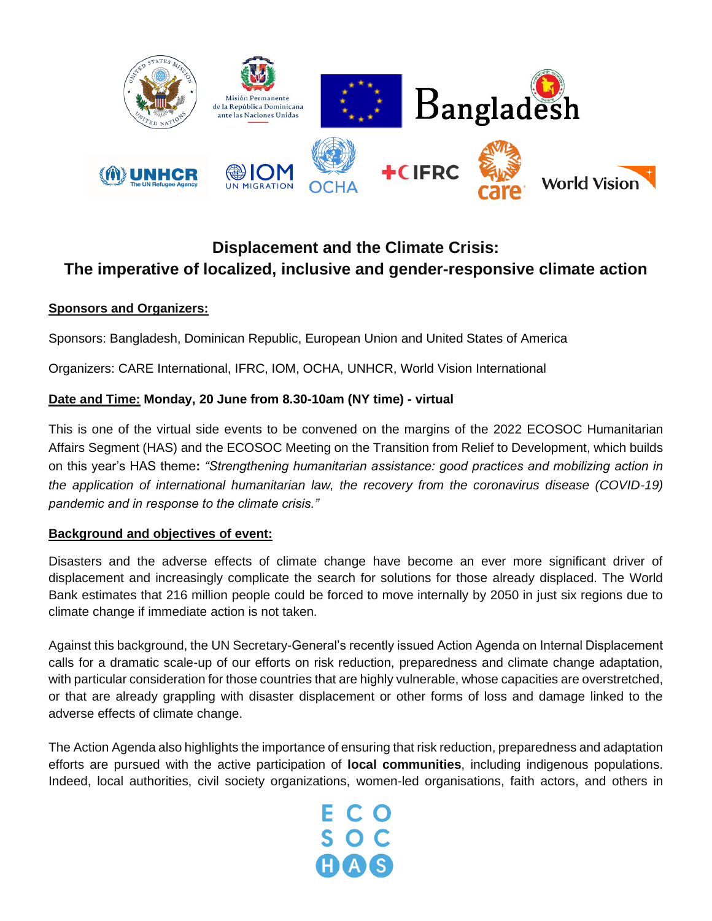# Displacement and the Climate Crisis:
# The imperative of localized, inclusive and gender-responsive climate action

**Sponsors and Organizers:**

Sponsors: Bangladesh, Dominican Republic, European Union and United States of America

Organizers: CARE International, IFRC, IOM, OCHA, UNHCR, World Vision International

**Date and Time: Monday, 20 June from 8.30-10am (NY time) - virtual**

This is one of the virtual side events to be convened on the margins of the 2022 ECOSOC Humanitarian Affairs Segment (HAS) and the ECOSOC Meeting on the Transition from Relief to Development, which builds on this year's HAS theme**:** *"Strengthening humanitarian assistance: good practices and mobilizing action in the application of international humanitarian law, the recovery from the coronavirus disease (COVID-19) pandemic and in response to the climate crisis."*

**Background and objectives of event:**

Disasters and the adverse effects of climate change have become an ever more significant driver of displacement and increasingly complicate the search for solutions for those already displaced. The World Bank estimates that 216 million people could be forced to move internally by 2050 in just six regions due to climate change if immediate action is not taken.

Against this background, the UN Secretary-General's recently issued Action Agenda on Internal Displacement calls for a dramatic scale-up of our efforts on risk reduction, preparedness and climate change adaptation, with particular consideration for those countries that are highly vulnerable, whose capacities are overstretched, or that are already grappling with disaster displacement or other forms of loss and damage linked to the adverse effects of climate change.

The Action Agenda also highlights the importance of ensuring that risk reduction, preparedness and adaptation efforts are pursued with the active participation of **local communities**, including indigenous populations. Indeed, local authorities, civil society organizations, women-led organisations, faith actors, and others in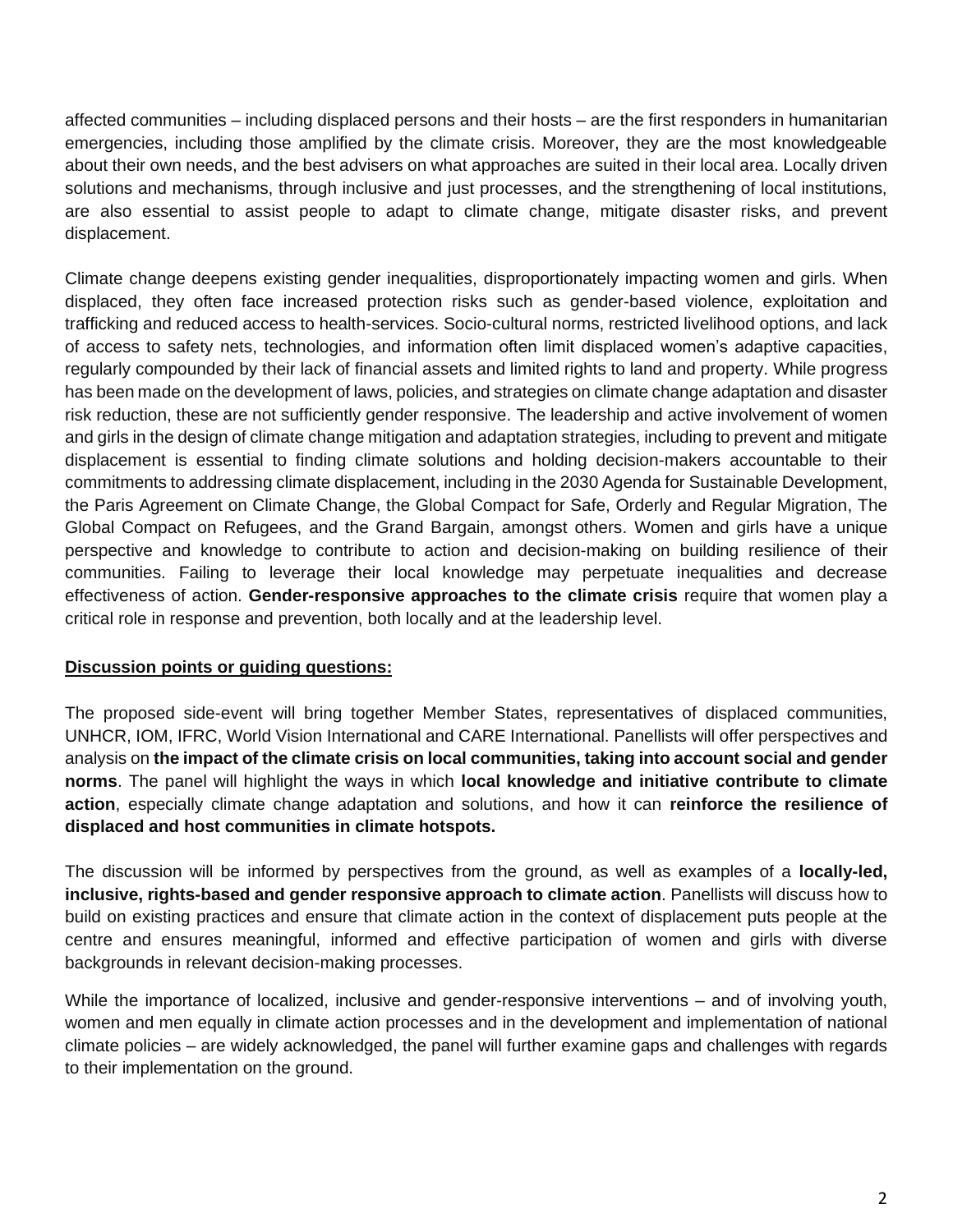affected communities – including displaced persons and their hosts – are the first responders in humanitarian emergencies, including those amplified by the climate crisis. Moreover, they are the most knowledgeable about their own needs, and the best advisers on what approaches are suited in their local area. Locally driven solutions and mechanisms, through inclusive and just processes, and the strengthening of local institutions, are also essential to assist people to adapt to climate change, mitigate disaster risks, and prevent displacement.

Climate change deepens existing gender inequalities, disproportionately impacting women and girls. When displaced, they often face increased protection risks such as gender-based violence, exploitation and trafficking and reduced access to health-services. Socio-cultural norms, restricted livelihood options, and lack of access to safety nets, technologies, and information often limit displaced women's adaptive capacities, regularly compounded by their lack of financial assets and limited rights to land and property. While progress has been made on the development of laws, policies, and strategies on climate change adaptation and disaster risk reduction, these are not sufficiently gender responsive. The leadership and active involvement of women and girls in the design of climate change mitigation and adaptation strategies, including to prevent and mitigate displacement is essential to finding climate solutions and holding decision-makers accountable to their commitments to addressing climate displacement, including in the 2030 Agenda for Sustainable Development, the Paris Agreement on Climate Change, the Global Compact for Safe, Orderly and Regular Migration, The Global Compact on Refugees, and the Grand Bargain, amongst others. Women and girls have a unique perspective and knowledge to contribute to action and decision-making on building resilience of their communities. Failing to leverage their local knowledge may perpetuate inequalities and decrease effectiveness of action. **Gender-responsive approaches to the climate crisis** require that women play a critical role in response and prevention, both locally and at the leadership level.

**Discussion points or guiding questions:**

The proposed side-event will bring together Member States, representatives of displaced communities, UNHCR, IOM, IFRC, World Vision International and CARE International. Panellists will offer perspectives and analysis on **the impact of the climate crisis on local communities, taking into account social and gender norms**. The panel will highlight the ways in which **local knowledge and initiative contribute to climate action**, especially climate change adaptation and solutions, and how it can **reinforce the resilience of displaced and host communities in climate hotspots.**

The discussion will be informed by perspectives from the ground, as well as examples of a **locally-led, inclusive, rights-based and gender responsive approach to climate action**. Panellists will discuss how to build on existing practices and ensure that climate action in the context of displacement puts people at the centre and ensures meaningful, informed and effective participation of women and girls with diverse backgrounds in relevant decision-making processes.

While the importance of localized, inclusive and gender-responsive interventions – and of involving youth, women and men equally in climate action processes and in the development and implementation of national climate policies – are widely acknowledged, the panel will further examine gaps and challenges with regards to their implementation on the ground.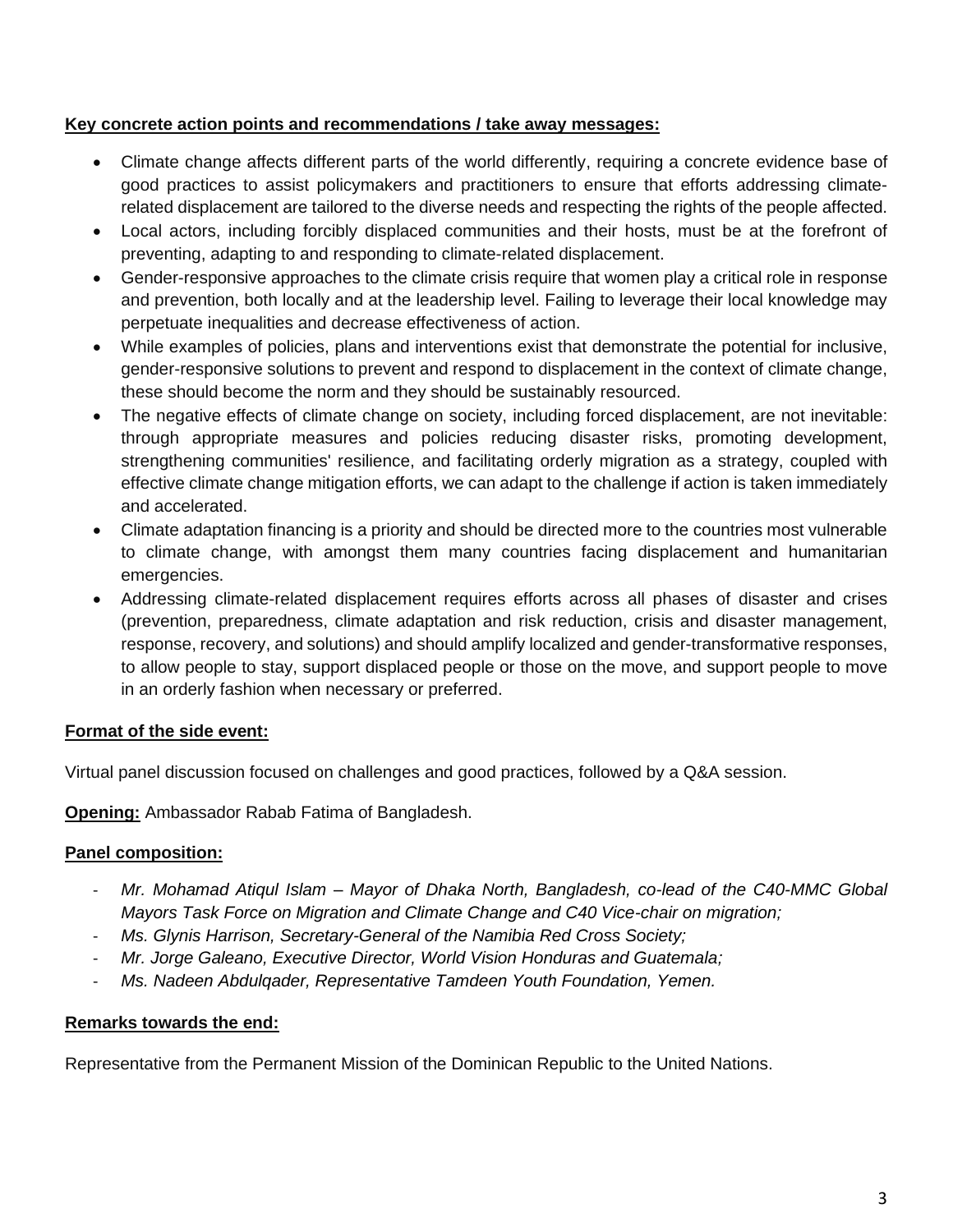**Key concrete action points and recommendations / take away messages:**

- Climate change affects different parts of the world differently, requiring a concrete evidence base of good practices to assist policymakers and practitioners to ensure that efforts addressing climate-related displacement are tailored to the diverse needs and respecting the rights of the people affected.
- Local actors, including forcibly displaced communities and their hosts, must be at the forefront of preventing, adapting to and responding to climate-related displacement.
- Gender-responsive approaches to the climate crisis require that women play a critical role in response and prevention, both locally and at the leadership level. Failing to leverage their local knowledge may perpetuate inequalities and decrease effectiveness of action.
- While examples of policies, plans and interventions exist that demonstrate the potential for inclusive, gender-responsive solutions to prevent and respond to displacement in the context of climate change, these should become the norm and they should be sustainably resourced.
- The negative effects of climate change on society, including forced displacement, are not inevitable: through appropriate measures and policies reducing disaster risks, promoting development, strengthening communities' resilience, and facilitating orderly migration as a strategy, coupled with effective climate change mitigation efforts, we can adapt to the challenge if action is taken immediately and accelerated.
- Climate adaptation financing is a priority and should be directed more to the countries most vulnerable to climate change, with amongst them many countries facing displacement and humanitarian emergencies.
- Addressing climate-related displacement requires efforts across all phases of disaster and crises (prevention, preparedness, climate adaptation and risk reduction, crisis and disaster management, response, recovery, and solutions) and should amplify localized and gender-transformative responses, to allow people to stay, support displaced people or those on the move, and support people to move in an orderly fashion when necessary or preferred.

**Format of the side event:**

Virtual panel discussion focused on challenges and good practices, followed by a Q&A session.

**Opening:** Ambassador Rabab Fatima of Bangladesh.

**Panel composition:**

- *Mr. Mohamad Atiqul Islam – Mayor of Dhaka North, Bangladesh, co-lead of the C40-MMC Global Mayors Task Force on Migration and Climate Change and C40 Vice-chair on migration;*
- *Ms. Glynis Harrison, Secretary-General of the Namibia Red Cross Society;*
- *Mr. Jorge Galeano, Executive Director, World Vision Honduras and Guatemala;*
- *Ms. Nadeen Abdulqader, Representative Tamdeen Youth Foundation, Yemen.*

**Remarks towards the end:**

Representative from the Permanent Mission of the Dominican Republic to the United Nations.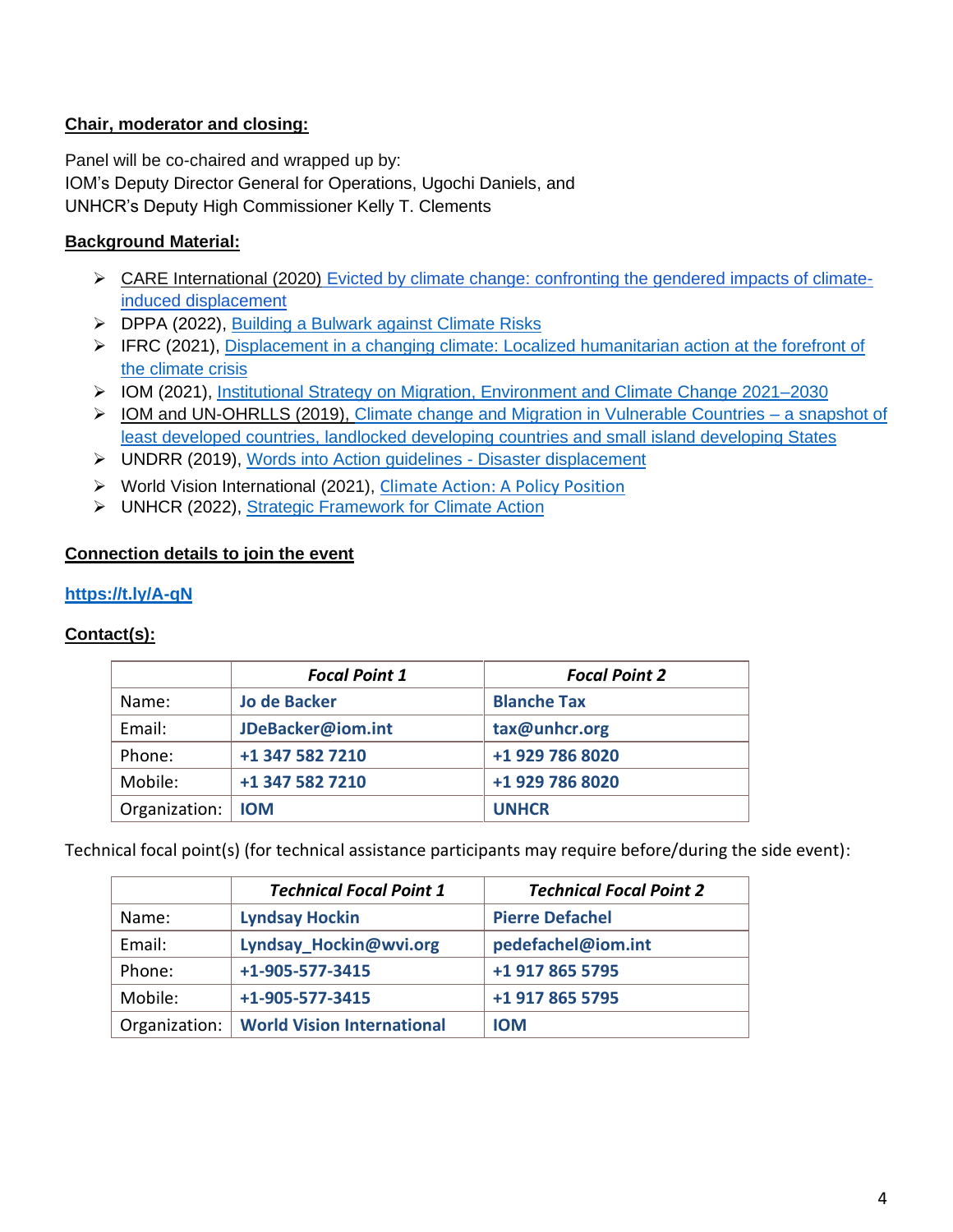**Chair, moderator and closing:**

Panel will be co-chaired and wrapped up by:
IOM's Deputy Director General for Operations, Ugochi Daniels, and
UNHCR's Deputy High Commissioner Kelly T. Clements

**Background Material:**

- CARE International (2020) Evicted by climate change: confronting the gendered impacts of climate-induced displacement
- DPPA (2022), Building a Bulwark against Climate Risks
- IFRC (2021), Displacement in a changing climate: Localized humanitarian action at the forefront of the climate crisis
- IOM (2021), Institutional Strategy on Migration, Environment and Climate Change 2021–2030
- IOM and UN-OHRLLS (2019), Climate change and Migration in Vulnerable Countries – a snapshot of least developed countries, landlocked developing countries and small island developing States
- UNDRR (2019), Words into Action guidelines - Disaster displacement
- World Vision International (2021), Climate Action: A Policy Position
- UNHCR (2022), Strategic Framework for Climate Action

**Connection details to join the event**

**https://t.ly/A-qN**

**Contact(s):**

| | *Focal Point 1* | *Focal Point 2* |
|---|---|---|
| Name: | **Jo de Backer** | **Blanche Tax** |
| Email: | **JDeBacker@iom.int** | **tax@unhcr.org** |
| Phone: | **+1 347 582 7210** | **+1 929 786 8020** |
| Mobile: | **+1 347 582 7210** | **+1 929 786 8020** |
| Organization: | **IOM** | **UNHCR** |

Technical focal point(s) (for technical assistance participants may require before/during the side event):

| | *Technical Focal Point 1* | *Technical Focal Point 2* |
|---|---|---|
| Name: | **Lyndsay Hockin** | **Pierre Defachel** |
| Email: | **Lyndsay_Hockin@wvi.org** | **pedefachel@iom.int** |
| Phone: | **+1-905-577-3415** | **+1 917 865 5795** |
| Mobile: | **+1-905-577-3415** | **+1 917 865 5795** |
| Organization: | **World Vision International** | **IOM** |